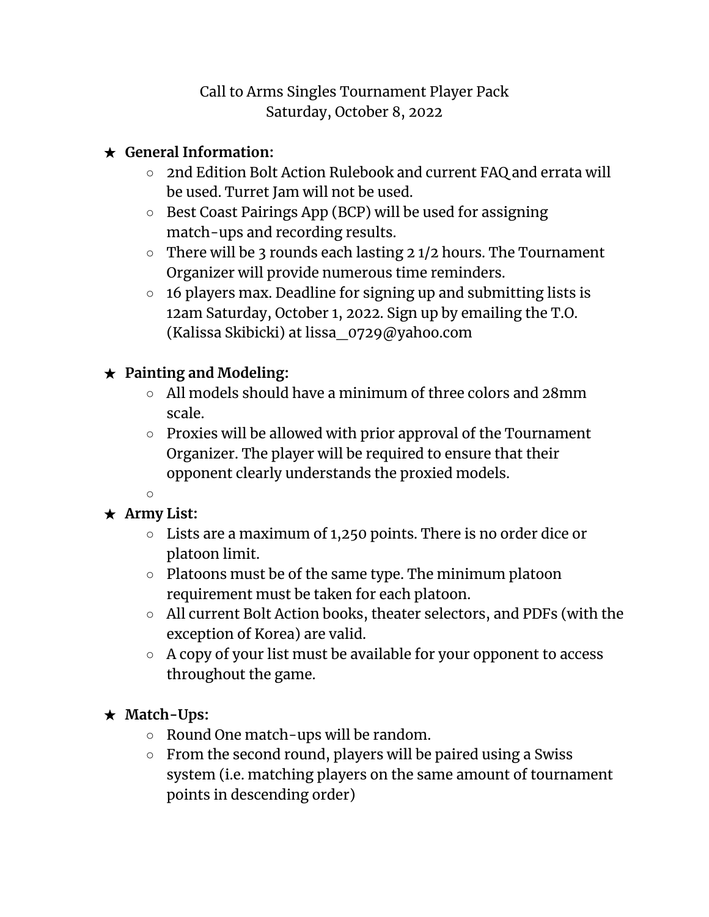# Call to Arms Singles Tournament Player Pack
Saturday, October 8, 2022

- **General Information:**
  - 2nd Edition Bolt Action Rulebook and current FAQ and errata will be used. Turret Jam will not be used.
  - Best Coast Pairings App (BCP) will be used for assigning match-ups and recording results.
  - There will be 3 rounds each lasting 2 1/2 hours. The Tournament Organizer will provide numerous time reminders.
  - 16 players max. Deadline for signing up and submitting lists is 12am Saturday, October 1, 2022. Sign up by emailing the T.O. (Kalissa Skibicki) at lissa_0729@yahoo.com

- **Painting and Modeling:**
  - All models should have a minimum of three colors and 28mm scale.
  - Proxies will be allowed with prior approval of the Tournament Organizer. The player will be required to ensure that their opponent clearly understands the proxied models.

- **Army List:**
  - Lists are a maximum of 1,250 points. There is no order dice or platoon limit.
  - Platoons must be of the same type. The minimum platoon requirement must be taken for each platoon.
  - All current Bolt Action books, theater selectors, and PDFs (with the exception of Korea) are valid.
  - A copy of your list must be available for your opponent to access throughout the game.

- **Match-Ups:**
  - Round One match-ups will be random.
  - From the second round, players will be paired using a Swiss system (i.e. matching players on the same amount of tournament points in descending order)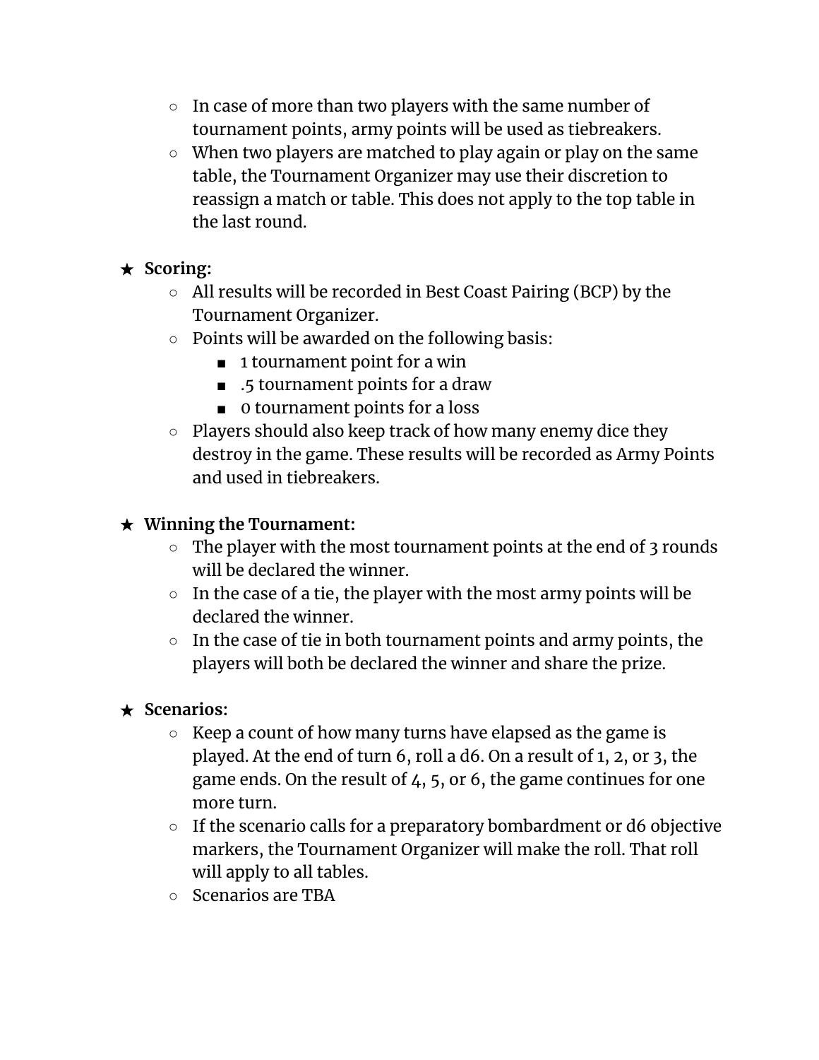- In case of more than two players with the same number of tournament points, army points will be used as tiebreakers.
- When two players are matched to play again or play on the same table, the Tournament Organizer may use their discretion to reassign a match or table. This does not apply to the top table in the last round.

- **Scoring:**
  - All results will be recorded in Best Coast Pairing (BCP) by the Tournament Organizer.
  - Points will be awarded on the following basis:
    - 1 tournament point for a win
    - .5 tournament points for a draw
    - 0 tournament points for a loss
  - Players should also keep track of how many enemy dice they destroy in the game. These results will be recorded as Army Points and used in tiebreakers.

- **Winning the Tournament:**
  - The player with the most tournament points at the end of 3 rounds will be declared the winner.
  - In the case of a tie, the player with the most army points will be declared the winner.
  - In the case of tie in both tournament points and army points, the players will both be declared the winner and share the prize.

- **Scenarios:**
  - Keep a count of how many turns have elapsed as the game is played. At the end of turn 6, roll a d6. On a result of 1, 2, or 3, the game ends. On the result of 4, 5, or 6, the game continues for one more turn.
  - If the scenario calls for a preparatory bombardment or d6 objective markers, the Tournament Organizer will make the roll. That roll will apply to all tables.
  - Scenarios are TBA